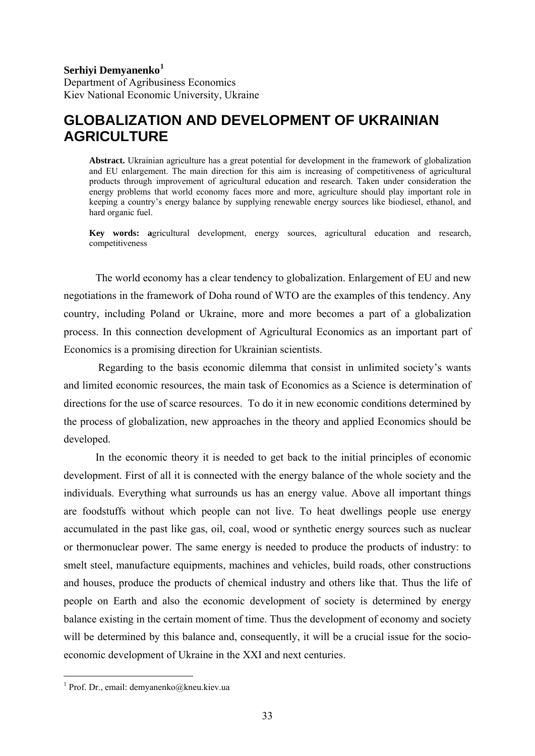**Serhiyi Demyanenko**[1]
Department of Agribusiness Economics
Kiev National Economic University, Ukraine

# GLOBALIZATION AND DEVELOPMENT OF UKRAINIAN AGRICULTURE

**Abstract.** Ukrainian agriculture has a great potential for development in the framework of globalization and EU enlargement. The main direction for this aim is increasing of competitiveness of agricultural products through improvement of agricultural education and research. Taken under consideration the energy problems that world economy faces more and more, agriculture should play important role in keeping a country's energy balance by supplying renewable energy sources like biodiesel, ethanol, and hard organic fuel.

**Key words: a**gricultural development, energy sources, agricultural education and research, competitiveness

The world economy has a clear tendency to globalization. Enlargement of EU and new negotiations in the framework of Doha round of WTO are the examples of this tendency. Any country, including Poland or Ukraine, more and more becomes a part of a globalization process. In this connection development of Agricultural Economics as an important part of Economics is a promising direction for Ukrainian scientists.

Regarding to the basis economic dilemma that consist in unlimited society's wants and limited economic resources, the main task of Economics as a Science is determination of directions for the use of scarce resources. To do it in new economic conditions determined by the process of globalization, new approaches in the theory and applied Economics should be developed.

In the economic theory it is needed to get back to the initial principles of economic development. First of all it is connected with the energy balance of the whole society and the individuals. Everything what surrounds us has an energy value. Above all important things are foodstuffs without which people can not live. To heat dwellings people use energy accumulated in the past like gas, oil, coal, wood or synthetic energy sources such as nuclear or thermonuclear power. The same energy is needed to produce the products of industry: to smelt steel, manufacture equipments, machines and vehicles, build roads, other constructions and houses, produce the products of chemical industry and others like that. Thus the life of people on Earth and also the economic development of society is determined by energy balance existing in the certain moment of time. Thus the development of economy and society will be determined by this balance and, consequently, it will be a crucial issue for the socio-economic development of Ukraine in the XXI and next centuries.

[1] Prof. Dr., email: demyanenko@kneu.kiev.ua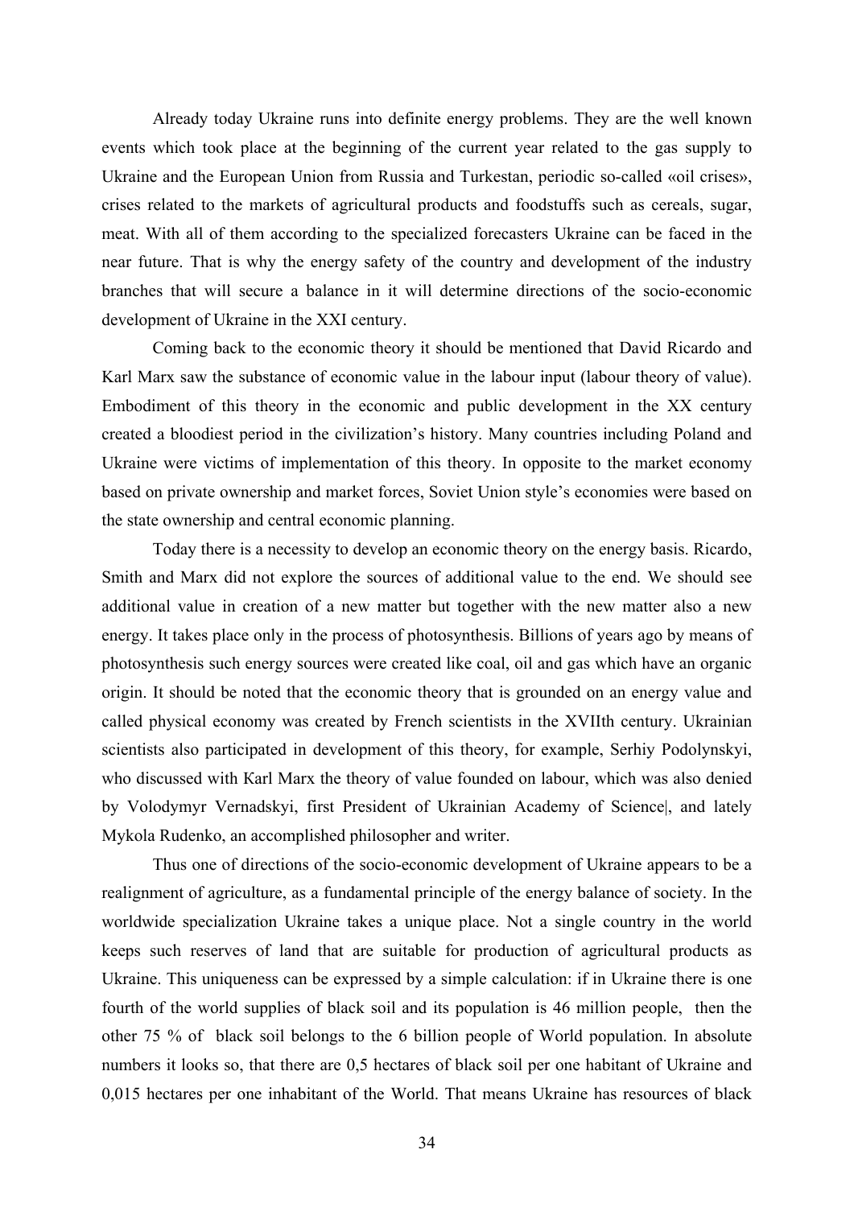Already today Ukraine runs into definite energy problems. They are the well known events which took place at the beginning of the current year related to the gas supply to Ukraine and the European Union from Russia and Turkestan, periodic so-called «oil crises», crises related to the markets of agricultural products and foodstuffs such as cereals, sugar, meat. With all of them according to the specialized forecasters Ukraine can be faced in the near future. That is why the energy safety of the country and development of the industry branches that will secure a balance in it will determine directions of the socio-economic development of Ukraine in the XXI century.

Coming back to the economic theory it should be mentioned that David Ricardo and Karl Marx saw the substance of economic value in the labour input (labour theory of value). Embodiment of this theory in the economic and public development in the XX century created a bloodiest period in the civilization's history. Many countries including Poland and Ukraine were victims of implementation of this theory. In opposite to the market economy based on private ownership and market forces, Soviet Union style's economies were based on the state ownership and central economic planning.

Today there is a necessity to develop an economic theory on the energy basis. Ricardo, Smith and Marx did not explore the sources of additional value to the end. We should see additional value in creation of a new matter but together with the new matter also a new energy. It takes place only in the process of photosynthesis. Billions of years ago by means of photosynthesis such energy sources were created like coal, oil and gas which have an organic origin. It should be noted that the economic theory that is grounded on an energy value and called physical economy was created by French scientists in the XVIIth century. Ukrainian scientists also participated in development of this theory, for example, Serhiy Podolynskyi, who discussed with Karl Marx the theory of value founded on labour, which was also denied by Volodymyr Vernadskyi, first President of Ukrainian Academy of Science|, and lately Mykola Rudenko, an accomplished philosopher and writer.

Thus one of directions of the socio-economic development of Ukraine appears to be a realignment of agriculture, as a fundamental principle of the energy balance of society. In the worldwide specialization Ukraine takes a unique place. Not a single country in the world keeps such reserves of land that are suitable for production of agricultural products as Ukraine. This uniqueness can be expressed by a simple calculation: if in Ukraine there is one fourth of the world supplies of black soil and its population is 46 million people, then the other 75 % of black soil belongs to the 6 billion people of World population. In absolute numbers it looks so, that there are 0,5 hectares of black soil per one habitant of Ukraine and 0,015 hectares per one inhabitant of the World. That means Ukraine has resources of black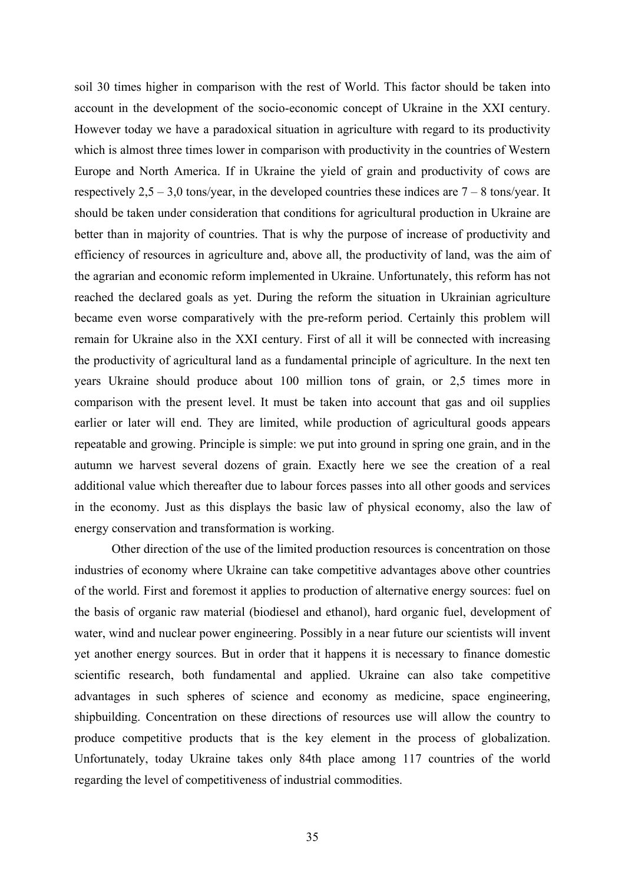soil 30 times higher in comparison with the rest of World. This factor should be taken into account in the development of the socio-economic concept of Ukraine in the XXI century. However today we have a paradoxical situation in agriculture with regard to its productivity which is almost three times lower in comparison with productivity in the countries of Western Europe and North America. If in Ukraine the yield of grain and productivity of cows are respectively 2,5 – 3,0 tons/year, in the developed countries these indices are 7 – 8 tons/year. It should be taken under consideration that conditions for agricultural production in Ukraine are better than in majority of countries. That is why the purpose of increase of productivity and efficiency of resources in agriculture and, above all, the productivity of land, was the aim of the agrarian and economic reform implemented in Ukraine. Unfortunately, this reform has not reached the declared goals as yet. During the reform the situation in Ukrainian agriculture became even worse comparatively with the pre-reform period. Certainly this problem will remain for Ukraine also in the XXI century. First of all it will be connected with increasing the productivity of agricultural land as a fundamental principle of agriculture. In the next ten years Ukraine should produce about 100 million tons of grain, or 2,5 times more in comparison with the present level. It must be taken into account that gas and oil supplies earlier or later will end. They are limited, while production of agricultural goods appears repeatable and growing. Principle is simple: we put into ground in spring one grain, and in the autumn we harvest several dozens of grain. Exactly here we see the creation of a real additional value which thereafter due to labour forces passes into all other goods and services in the economy. Just as this displays the basic law of physical economy, also the law of energy conservation and transformation is working.

Other direction of the use of the limited production resources is concentration on those industries of economy where Ukraine can take competitive advantages above other countries of the world. First and foremost it applies to production of alternative energy sources: fuel on the basis of organic raw material (biodiesel and ethanol), hard organic fuel, development of water, wind and nuclear power engineering. Possibly in a near future our scientists will invent yet another energy sources. But in order that it happens it is necessary to finance domestic scientific research, both fundamental and applied. Ukraine can also take competitive advantages in such spheres of science and economy as medicine, space engineering, shipbuilding. Concentration on these directions of resources use will allow the country to produce competitive products that is the key element in the process of globalization. Unfortunately, today Ukraine takes only 84th place among 117 countries of the world regarding the level of competitiveness of industrial commodities.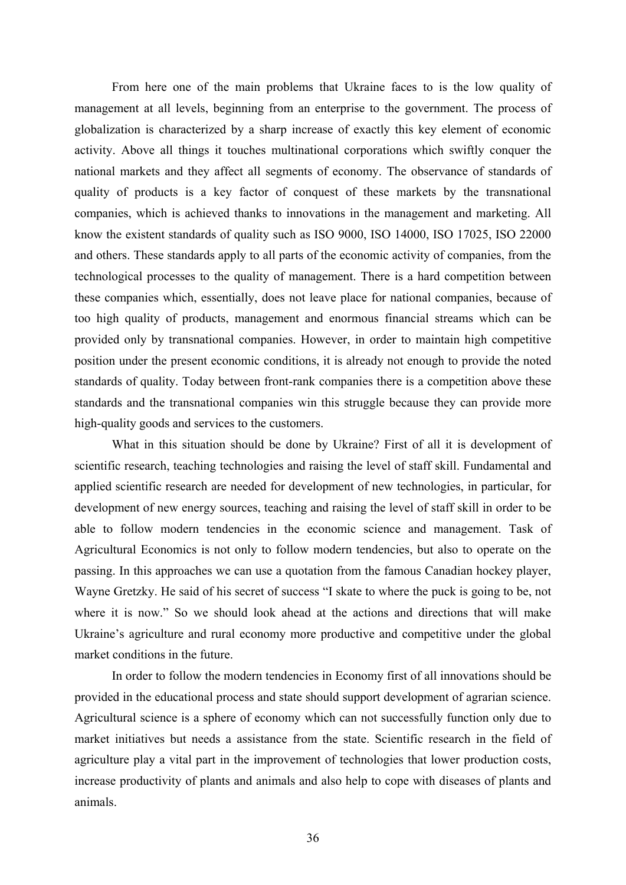From here one of the main problems that Ukraine faces to is the low quality of management at all levels, beginning from an enterprise to the government. The process of globalization is characterized by a sharp increase of exactly this key element of economic activity. Above all things it touches multinational corporations which swiftly conquer the national markets and they affect all segments of economy. The observance of standards of quality of products is a key factor of conquest of these markets by the transnational companies, which is achieved thanks to innovations in the management and marketing. All know the existent standards of quality such as ISO 9000, ISO 14000, ISO 17025, ISO 22000 and others. These standards apply to all parts of the economic activity of companies, from the technological processes to the quality of management. There is a hard competition between these companies which, essentially, does not leave place for national companies, because of too high quality of products, management and enormous financial streams which can be provided only by transnational companies. However, in order to maintain high competitive position under the present economic conditions, it is already not enough to provide the noted standards of quality. Today between front-rank companies there is a competition above these standards and the transnational companies win this struggle because they can provide more high-quality goods and services to the customers.

What in this situation should be done by Ukraine? First of all it is development of scientific research, teaching technologies and raising the level of staff skill. Fundamental and applied scientific research are needed for development of new technologies, in particular, for development of new energy sources, teaching and raising the level of staff skill in order to be able to follow modern tendencies in the economic science and management. Task of Agricultural Economics is not only to follow modern tendencies, but also to operate on the passing. In this approaches we can use a quotation from the famous Canadian hockey player, Wayne Gretzky. He said of his secret of success "I skate to where the puck is going to be, not where it is now." So we should look ahead at the actions and directions that will make Ukraine's agriculture and rural economy more productive and competitive under the global market conditions in the future.

In order to follow the modern tendencies in Economy first of all innovations should be provided in the educational process and state should support development of agrarian science. Agricultural science is a sphere of economy which can not successfully function only due to market initiatives but needs a assistance from the state. Scientific research in the field of agriculture play a vital part in the improvement of technologies that lower production costs, increase productivity of plants and animals and also help to cope with diseases of plants and animals.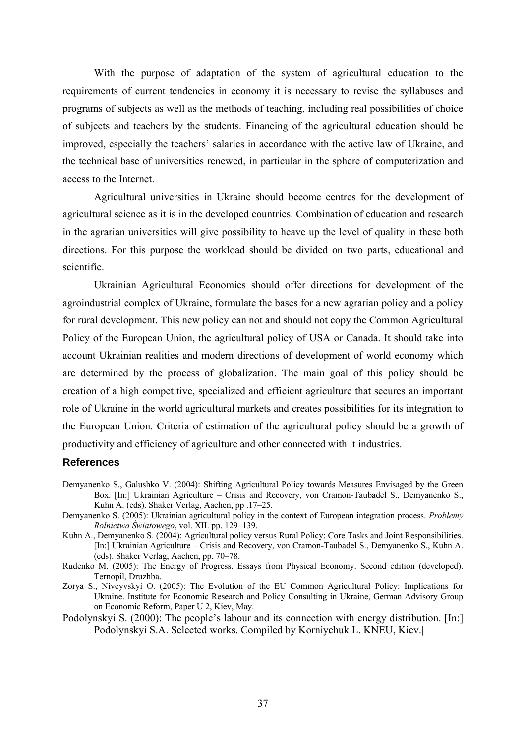With the purpose of adaptation of the system of agricultural education to the requirements of current tendencies in economy it is necessary to revise the syllabuses and programs of subjects as well as the methods of teaching, including real possibilities of choice of subjects and teachers by the students. Financing of the agricultural education should be improved, especially the teachers' salaries in accordance with the active law of Ukraine, and the technical base of universities renewed, in particular in the sphere of computerization and access to the Internet.

Agricultural universities in Ukraine should become centres for the development of agricultural science as it is in the developed countries. Combination of education and research in the agrarian universities will give possibility to heave up the level of quality in these both directions. For this purpose the workload should be divided on two parts, educational and scientific.

Ukrainian Agricultural Economics should offer directions for development of the agroindustrial complex of Ukraine, formulate the bases for a new agrarian policy and a policy for rural development. This new policy can not and should not copy the Common Agricultural Policy of the European Union, the agricultural policy of USA or Canada. It should take into account Ukrainian realities and modern directions of development of world economy which are determined by the process of globalization. The main goal of this policy should be creation of a high competitive, specialized and efficient agriculture that secures an important role of Ukraine in the world agricultural markets and creates possibilities for its integration to the European Union. Criteria of estimation of the agricultural policy should be a growth of productivity and efficiency of agriculture and other connected with it industries.

## References

Demyanenko S., Galushko V. (2004): Shifting Agricultural Policy towards Measures Envisaged by the Green Box. [In:] Ukrainian Agriculture – Crisis and Recovery, von Cramon-Taubadel S., Demyanenko S., Kuhn A. (eds). Shaker Verlag, Aachen, pp .17–25.

Demyanenko S. (2005): Ukrainian agricultural policy in the context of European integration process. *Problemy Rolnictwa Światowego*, vol. XII. pp. 129–139.

Kuhn A., Demyanenko S. (2004): Agricultural policy versus Rural Policy: Core Tasks and Joint Responsibilities. [In:] Ukrainian Agriculture – Crisis and Recovery, von Cramon-Taubadel S., Demyanenko S., Kuhn A. (eds). Shaker Verlag, Aachen, pp. 70–78.

Rudenko M. (2005): The Energy of Progress. Essays from Physical Economy. Second edition (developed). Ternopil, Druzhba.

Zorya S., Niveyvskyi O. (2005): The Evolution of the EU Common Agricultural Policy: Implications for Ukraine. Institute for Economic Research and Policy Consulting in Ukraine, German Advisory Group on Economic Reform, Paper U 2, Kiev, May.

Podolynskyi S. (2000): The people's labour and its connection with energy distribution. [In:] Podolynskyi S.A. Selected works. Compiled by Korniychuk L. KNEU, Kiev.